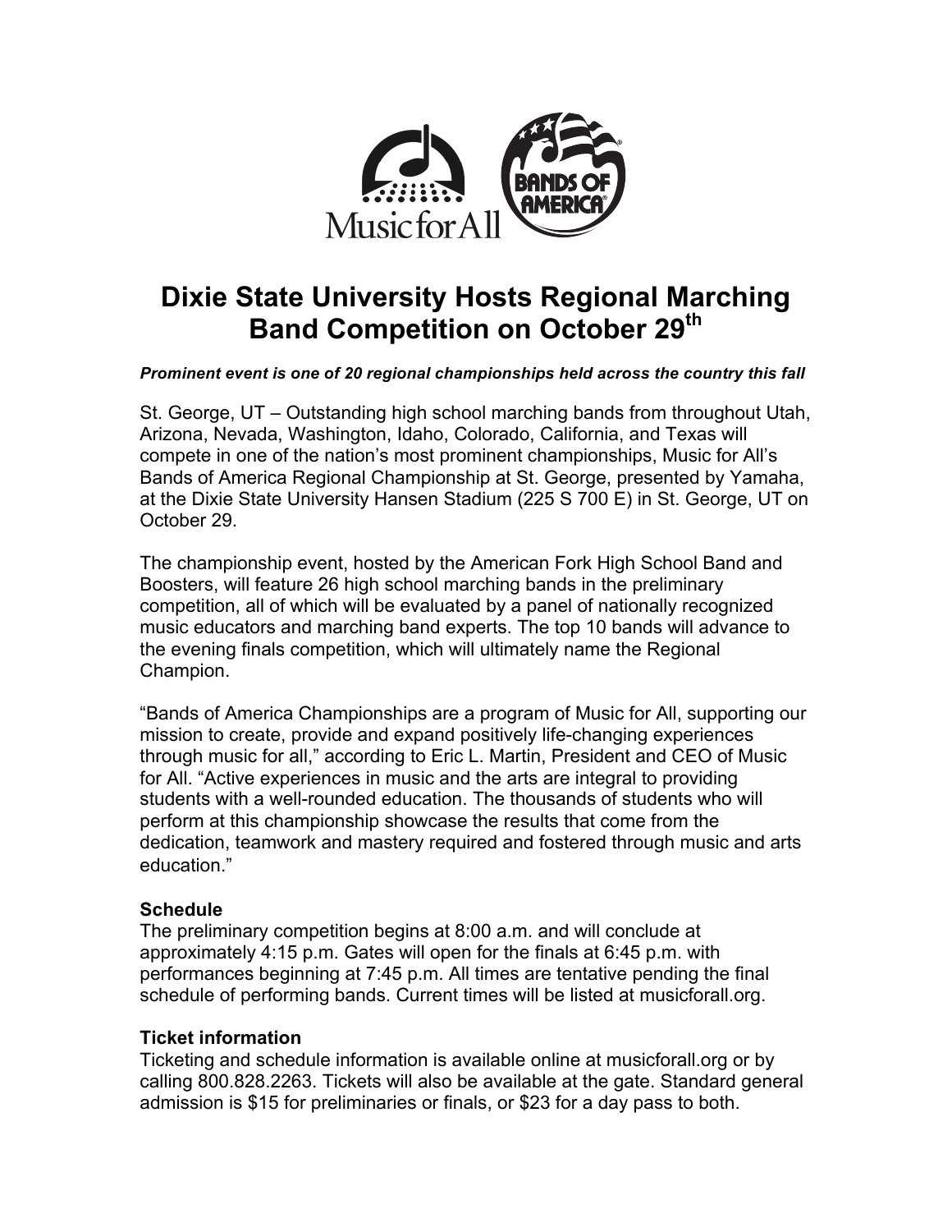# Dixie State University Hosts Regional Marching Band Competition on October 29th

***Prominent event is one of 20 regional championships held across the country this fall***

St. George, UT – Outstanding high school marching bands from throughout Utah, Arizona, Nevada, Washington, Idaho, Colorado, California, and Texas will compete in one of the nation's most prominent championships, Music for All's Bands of America Regional Championship at St. George, presented by Yamaha, at the Dixie State University Hansen Stadium (225 S 700 E) in St. George, UT on October 29.

The championship event, hosted by the American Fork High School Band and Boosters, will feature 26 high school marching bands in the preliminary competition, all of which will be evaluated by a panel of nationally recognized music educators and marching band experts. The top 10 bands will advance to the evening finals competition, which will ultimately name the Regional Champion.

"Bands of America Championships are a program of Music for All, supporting our mission to create, provide and expand positively life-changing experiences through music for all," according to Eric L. Martin, President and CEO of Music for All. "Active experiences in music and the arts are integral to providing students with a well-rounded education. The thousands of students who will perform at this championship showcase the results that come from the dedication, teamwork and mastery required and fostered through music and arts education."

**Schedule**

The preliminary competition begins at 8:00 a.m. and will conclude at approximately 4:15 p.m. Gates will open for the finals at 6:45 p.m. with performances beginning at 7:45 p.m. All times are tentative pending the final schedule of performing bands. Current times will be listed at musicforall.org.

**Ticket information**

Ticketing and schedule information is available online at musicforall.org or by calling 800.828.2263. Tickets will also be available at the gate. Standard general admission is $15 for preliminaries or finals, or $23 for a day pass to both.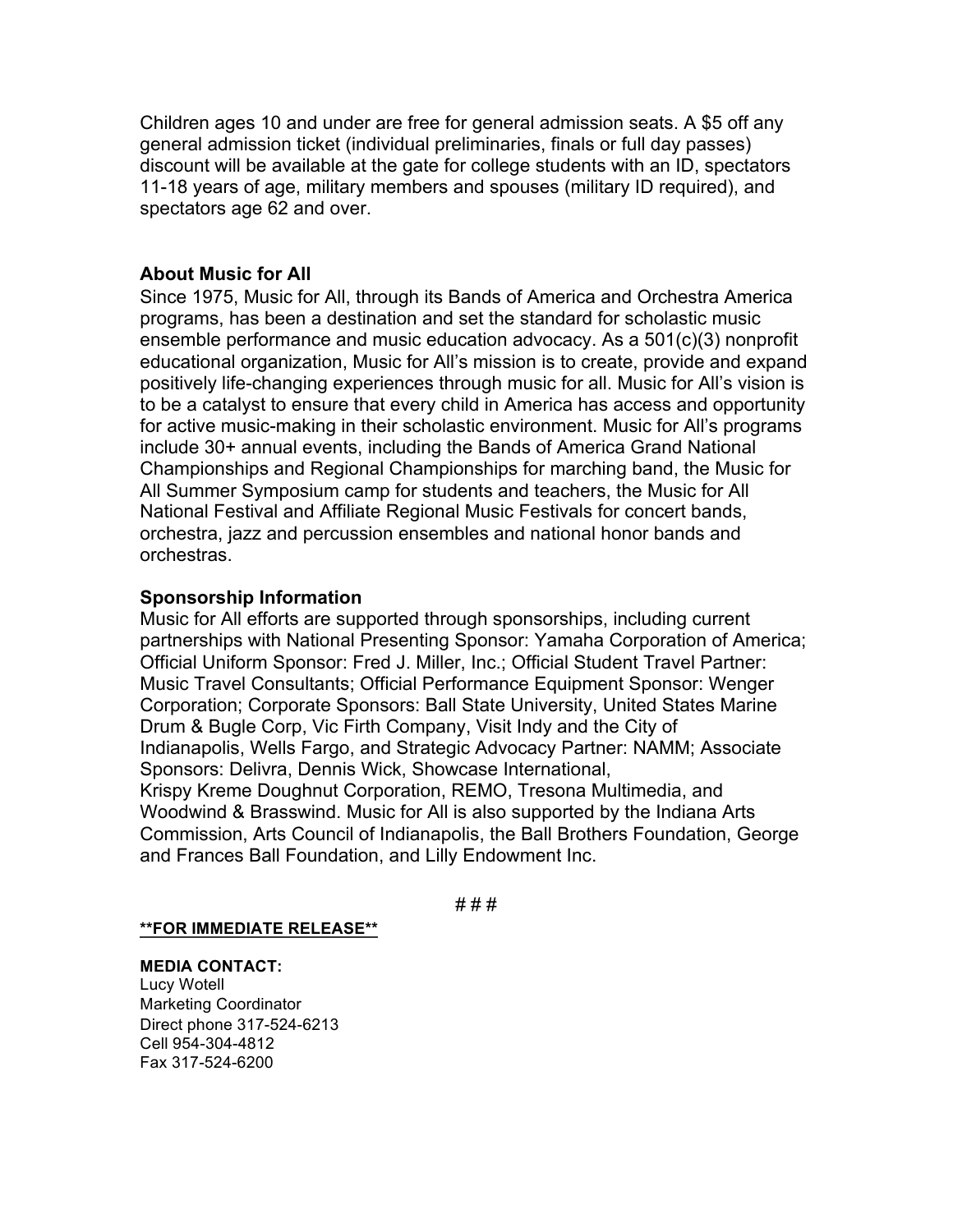Children ages 10 and under are free for general admission seats. A $5 off any general admission ticket (individual preliminaries, finals or full day passes) discount will be available at the gate for college students with an ID, spectators 11-18 years of age, military members and spouses (military ID required), and spectators age 62 and over.

**About Music for All**

Since 1975, Music for All, through its Bands of America and Orchestra America programs, has been a destination and set the standard for scholastic music ensemble performance and music education advocacy. As a 501(c)(3) nonprofit educational organization, Music for All's mission is to create, provide and expand positively life-changing experiences through music for all. Music for All's vision is to be a catalyst to ensure that every child in America has access and opportunity for active music-making in their scholastic environment. Music for All's programs include 30+ annual events, including the Bands of America Grand National Championships and Regional Championships for marching band, the Music for All Summer Symposium camp for students and teachers, the Music for All National Festival and Affiliate Regional Music Festivals for concert bands, orchestra, jazz and percussion ensembles and national honor bands and orchestras.

**Sponsorship Information**

Music for All efforts are supported through sponsorships, including current partnerships with National Presenting Sponsor: Yamaha Corporation of America; Official Uniform Sponsor: Fred J. Miller, Inc.; Official Student Travel Partner: Music Travel Consultants; Official Performance Equipment Sponsor: Wenger Corporation; Corporate Sponsors: Ball State University, United States Marine Drum & Bugle Corp, Vic Firth Company, Visit Indy and the City of Indianapolis, Wells Fargo, and Strategic Advocacy Partner: NAMM; Associate Sponsors: Delivra, Dennis Wick, Showcase International, Krispy Kreme Doughnut Corporation, REMO, Tresona Multimedia, and Woodwind & Brasswind. Music for All is also supported by the Indiana Arts Commission, Arts Council of Indianapolis, the Ball Brothers Foundation, George and Frances Ball Foundation, and Lilly Endowment Inc.

# # #

**<u>**FOR IMMEDIATE RELEASE**</u>**

**MEDIA CONTACT:**
Lucy Wotell
Marketing Coordinator
Direct phone 317-524-6213
Cell 954-304-4812
Fax 317-524-6200